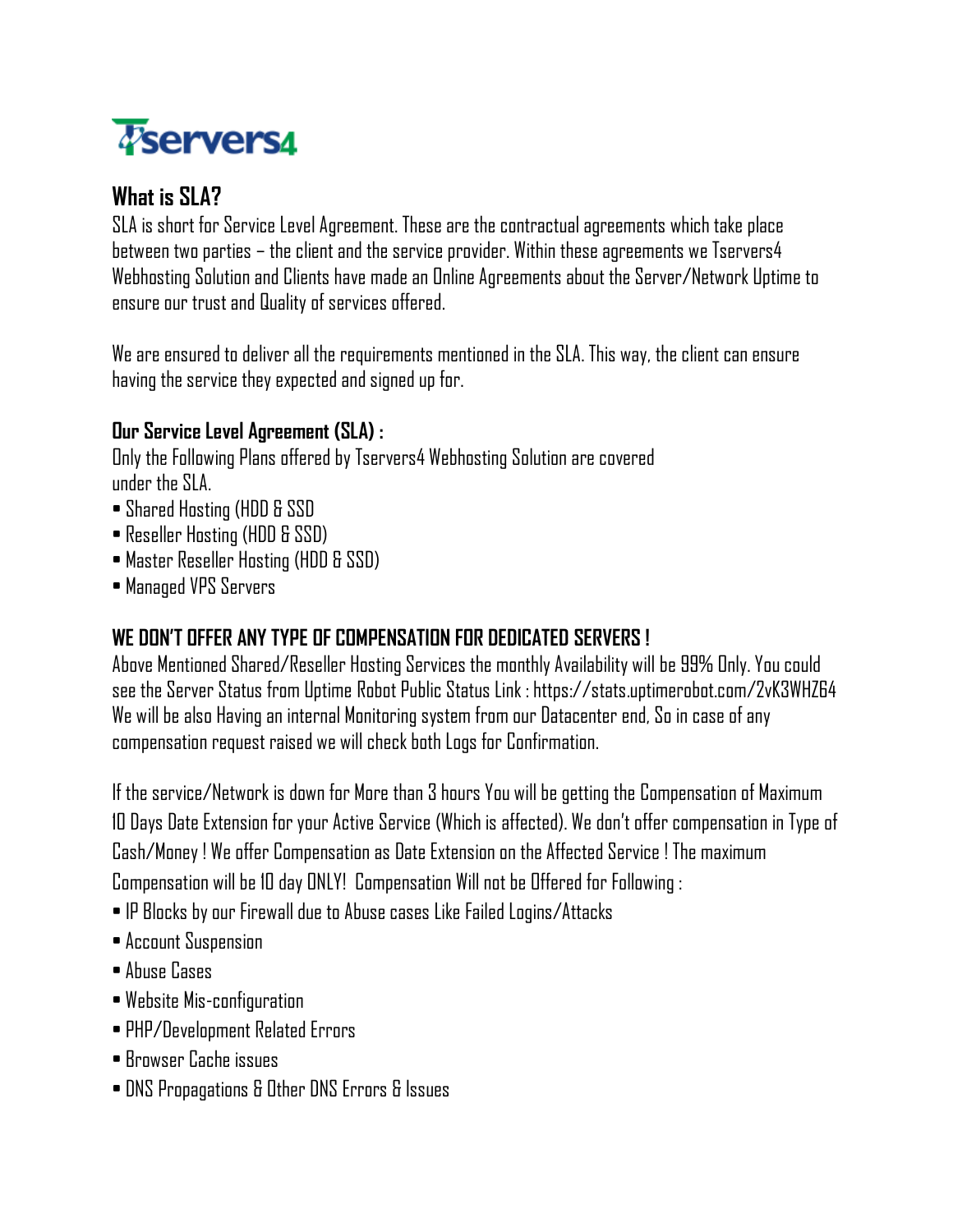Tservers4

## What is SLA?

SLA is short for Service Level Agreement. These are the contractual agreements which take place between two parties – the client and the service provider. Within these agreements we Tservers4 Webhosting Solution and Clients have made an Online Agreements about the Server/Network Uptime to ensure our trust and Quality of services offered.

We are ensured to deliver all the requirements mentioned in the SLA. This way, the client can ensure having the service they expected and signed up for.

### Our Service Level Agreement (SLA) :

Only the Following Plans offered by Tservers4 Webhosting Solution are covered under the SLA.

- Shared Hosting (HDD & SSD
- Reseller Hosting (HDD & SSD)
- Master Reseller Hosting (HDD & SSD)
- Managed VPS Servers

### WE DON'T OFFER ANY TYPE OF COMPENSATION FOR DEDICATED SERVERS !

Above Mentioned Shared/Reseller Hosting Services the monthly Availability will be 99% Only. You could see the Server Status from Uptime Robot Public Status Link : https://stats.uptimerobot.com/2vK3WHZ64 We will be also Having an internal Monitoring system from our Datacenter end, So in case of any compensation request raised we will check both Logs for Confirmation.

If the service/Network is down for More than 3 hours You will be getting the Compensation of Maximum 10 Days Date Extension for your Active Service (Which is affected). We don't offer compensation in Type of Cash/Money ! We offer Compensation as Date Extension on the Affected Service ! The maximum Compensation will be 10 day ONLY! Compensation Will not be Offered for Following :

- IP Blocks by our Firewall due to Abuse cases Like Failed Logins/Attacks
- Account Suspension
- Abuse Cases
- Website Mis-configuration
- PHP/Development Related Errors
- Browser Cache issues
- DNS Propagations & Other DNS Errors & Issues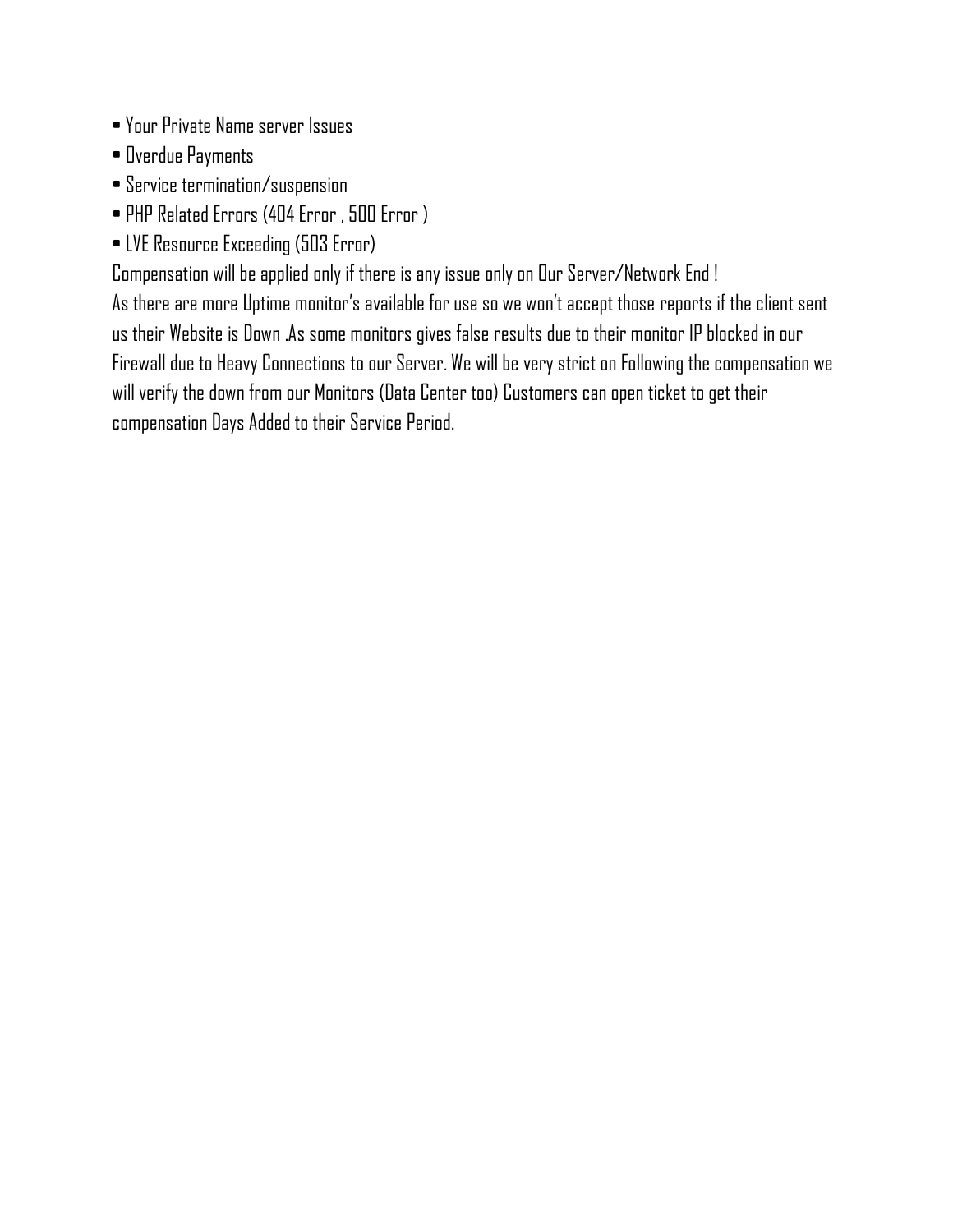- Your Private Name server Issues
- Overdue Payments
- Service termination/suspension
- PHP Related Errors (404 Error , 500 Error )
- LVE Resource Exceeding (503 Error)

Compensation will be applied only if there is any issue only on Our Server/Network End !
As there are more Uptime monitor's available for use so we won't accept those reports if the client sent us their Website is Down .As some monitors gives false results due to their monitor IP blocked in our Firewall due to Heavy Connections to our Server. We will be very strict on Following the compensation we will verify the down from our Monitors (Data Center too) Customers can open ticket to get their compensation Days Added to their Service Period.